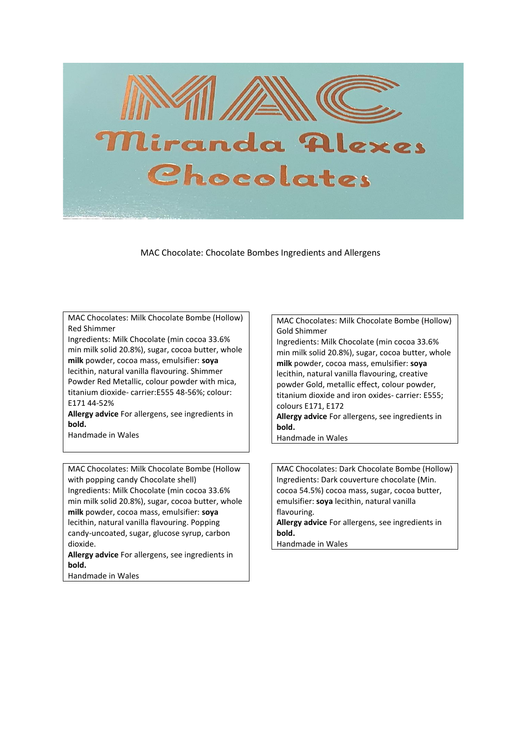# MAC Miranda Alexes Chocolates

MAC Chocolate: Chocolate Bombes Ingredients and Allergens

MAC Chocolates: Milk Chocolate Bombe (Hollow) Red Shimmer
Ingredients: Milk Chocolate (min cocoa 33.6% min milk solid 20.8%), sugar, cocoa butter, whole **milk** powder, cocoa mass, emulsifier: **soya** lecithin, natural vanilla flavouring. Shimmer Powder Red Metallic, colour powder with mica, titanium dioxide- carrier:E555 48-56%; colour: E171 44-52%
**Allergy advice** For allergens, see ingredients in **bold.**
Handmade in Wales

MAC Chocolates: Milk Chocolate Bombe (Hollow) Gold Shimmer
Ingredients: Milk Chocolate (min cocoa 33.6% min milk solid 20.8%), sugar, cocoa butter, whole **milk** powder, cocoa mass, emulsifier: **soya** lecithin, natural vanilla flavouring, creative powder Gold, metallic effect, colour powder, titanium dioxide and iron oxides- carrier: E555; colours E171, E172
**Allergy advice** For allergens, see ingredients in **bold.**
Handmade in Wales

MAC Chocolates: Milk Chocolate Bombe (Hollow with popping candy Chocolate shell)
Ingredients: Milk Chocolate (min cocoa 33.6% min milk solid 20.8%), sugar, cocoa butter, whole **milk** powder, cocoa mass, emulsifier: **soya** lecithin, natural vanilla flavouring. Popping candy-uncoated, sugar, glucose syrup, carbon dioxide.
**Allergy advice** For allergens, see ingredients in **bold.**
Handmade in Wales

MAC Chocolates: Dark Chocolate Bombe (Hollow)
Ingredients: Dark couverture chocolate (Min. cocoa 54.5%) cocoa mass, sugar, cocoa butter, emulsifier: **soya** lecithin, natural vanilla flavouring.
**Allergy advice** For allergens, see ingredients in **bold.**
Handmade in Wales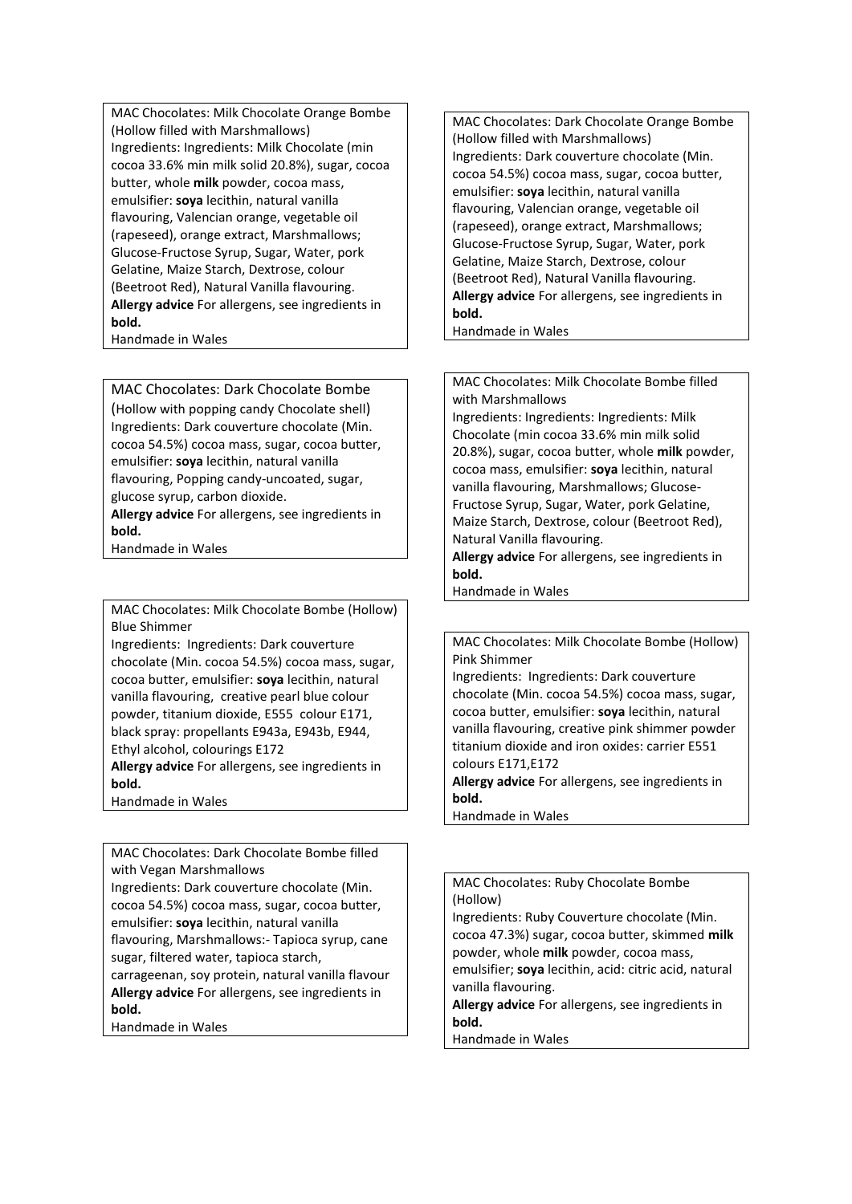MAC Chocolates: Milk Chocolate Orange Bombe (Hollow filled with Marshmallows)
Ingredients: Ingredients: Milk Chocolate (min cocoa 33.6% min milk solid 20.8%), sugar, cocoa butter, whole **milk** powder, cocoa mass, emulsifier: **soya** lecithin, natural vanilla flavouring, Valencian orange, vegetable oil (rapeseed), orange extract, Marshmallows; Glucose-Fructose Syrup, Sugar, Water, pork Gelatine, Maize Starch, Dextrose, colour (Beetroot Red), Natural Vanilla flavouring.
**Allergy advice** For allergens, see ingredients in **bold.**
Handmade in Wales

MAC Chocolates: Dark Chocolate Orange Bombe (Hollow filled with Marshmallows)
Ingredients: Dark couverture chocolate (Min. cocoa 54.5%) cocoa mass, sugar, cocoa butter, emulsifier: **soya** lecithin, natural vanilla flavouring, Valencian orange, vegetable oil (rapeseed), orange extract, Marshmallows; Glucose-Fructose Syrup, Sugar, Water, pork Gelatine, Maize Starch, Dextrose, colour (Beetroot Red), Natural Vanilla flavouring.
**Allergy advice** For allergens, see ingredients in **bold.**
Handmade in Wales

MAC Chocolates: Dark Chocolate Bombe (Hollow with popping candy Chocolate shell)
Ingredients: Dark couverture chocolate (Min. cocoa 54.5%) cocoa mass, sugar, cocoa butter, emulsifier: **soya** lecithin, natural vanilla flavouring, Popping candy-uncoated, sugar, glucose syrup, carbon dioxide.
**Allergy advice** For allergens, see ingredients in **bold.**
Handmade in Wales

MAC Chocolates: Milk Chocolate Bombe filled with Marshmallows
Ingredients: Ingredients: Ingredients: Milk Chocolate (min cocoa 33.6% min milk solid 20.8%), sugar, cocoa butter, whole **milk** powder, cocoa mass, emulsifier: **soya** lecithin, natural vanilla flavouring, Marshmallows; Glucose-Fructose Syrup, Sugar, Water, pork Gelatine, Maize Starch, Dextrose, colour (Beetroot Red), Natural Vanilla flavouring.
**Allergy advice** For allergens, see ingredients in **bold.**
Handmade in Wales

MAC Chocolates: Milk Chocolate Bombe (Hollow) Blue Shimmer
Ingredients: Ingredients: Dark couverture chocolate (Min. cocoa 54.5%) cocoa mass, sugar, cocoa butter, emulsifier: **soya** lecithin, natural vanilla flavouring, creative pearl blue colour powder, titanium dioxide, E555 colour E171, black spray: propellants E943a, E943b, E944, Ethyl alcohol, colourings E172
**Allergy advice** For allergens, see ingredients in **bold.**
Handmade in Wales

MAC Chocolates: Milk Chocolate Bombe (Hollow) Pink Shimmer
Ingredients: Ingredients: Dark couverture chocolate (Min. cocoa 54.5%) cocoa mass, sugar, cocoa butter, emulsifier: **soya** lecithin, natural vanilla flavouring, creative pink shimmer powder titanium dioxide and iron oxides: carrier E551 colours E171,E172
**Allergy advice** For allergens, see ingredients in **bold.**
Handmade in Wales

MAC Chocolates: Dark Chocolate Bombe filled with Vegan Marshmallows
Ingredients: Dark couverture chocolate (Min. cocoa 54.5%) cocoa mass, sugar, cocoa butter, emulsifier: **soya** lecithin, natural vanilla flavouring, Marshmallows:- Tapioca syrup, cane sugar, filtered water, tapioca starch, carrageenan, soy protein, natural vanilla flavour
**Allergy advice** For allergens, see ingredients in **bold.**
Handmade in Wales

MAC Chocolates: Ruby Chocolate Bombe (Hollow)
Ingredients: Ruby Couverture chocolate (Min. cocoa 47.3%) sugar, cocoa butter, skimmed **milk** powder, whole **milk** powder, cocoa mass, emulsifier: **soya** lecithin, acid: citric acid, natural vanilla flavouring.
**Allergy advice** For allergens, see ingredients in **bold.**
Handmade in Wales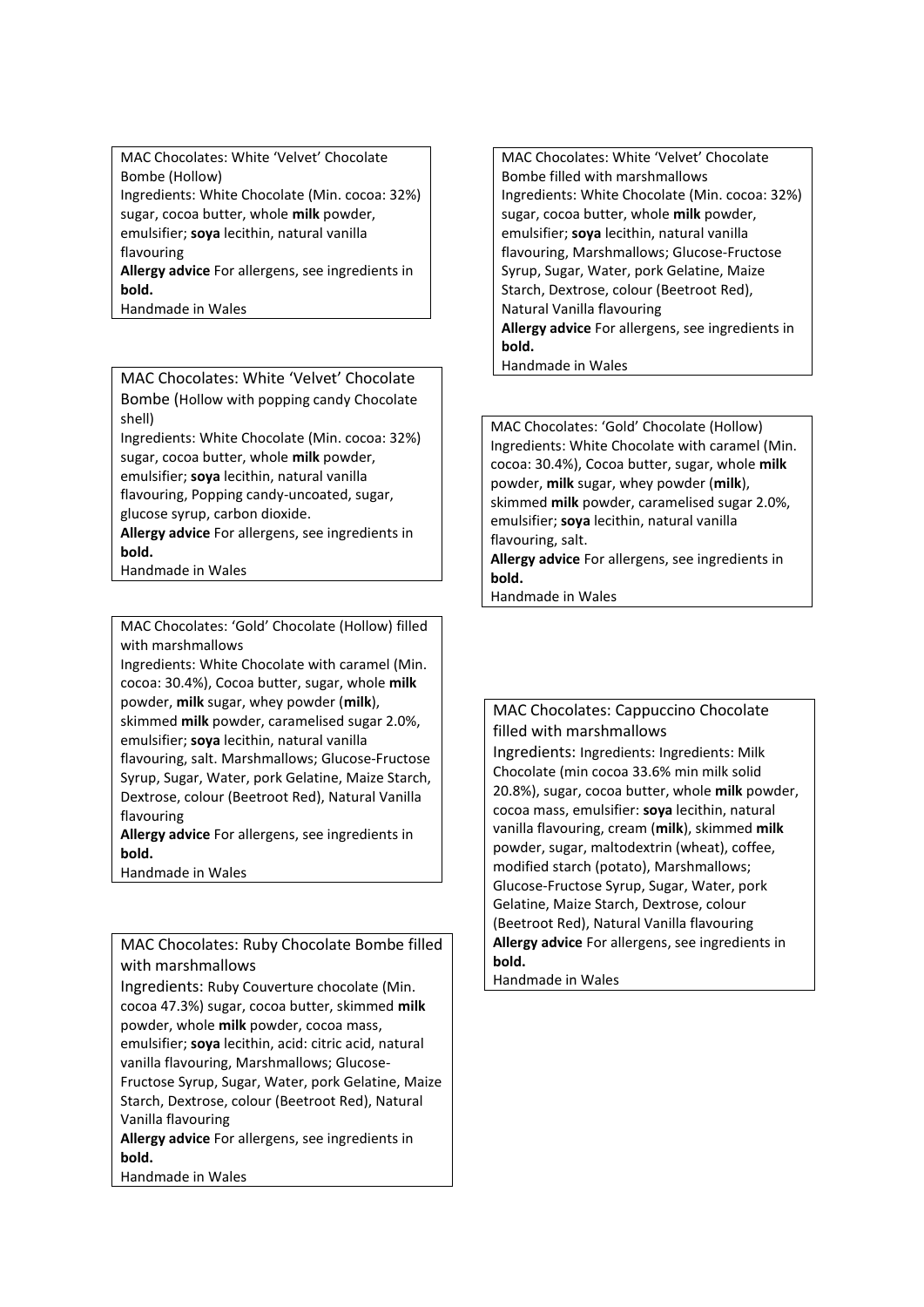MAC Chocolates: White 'Velvet' Chocolate Bombe (Hollow)
Ingredients: White Chocolate (Min. cocoa: 32%) sugar, cocoa butter, whole **milk** powder, emulsifier; **soya** lecithin, natural vanilla flavouring
**Allergy advice** For allergens, see ingredients in **bold.**
Handmade in Wales

---

MAC Chocolates: White 'Velvet' Chocolate Bombe filled with marshmallows
Ingredients: White Chocolate (Min. cocoa: 32%) sugar, cocoa butter, whole **milk** powder, emulsifier; **soya** lecithin, natural vanilla flavouring, Marshmallows; Glucose-Fructose Syrup, Sugar, Water, pork Gelatine, Maize Starch, Dextrose, colour (Beetroot Red), Natural Vanilla flavouring
**Allergy advice** For allergens, see ingredients in **bold.**
Handmade in Wales

---

MAC Chocolates: White 'Velvet' Chocolate Bombe (Hollow with popping candy Chocolate shell)
Ingredients: White Chocolate (Min. cocoa: 32%) sugar, cocoa butter, whole **milk** powder, emulsifier; **soya** lecithin, natural vanilla flavouring, Popping candy-uncoated, sugar, glucose syrup, carbon dioxide.
**Allergy advice** For allergens, see ingredients in **bold.**
Handmade in Wales

---

MAC Chocolates: 'Gold' Chocolate (Hollow)
Ingredients: White Chocolate with caramel (Min. cocoa: 30.4%), Cocoa butter, sugar, whole **milk** powder, **milk** sugar, whey powder (**milk**), skimmed **milk** powder, caramelised sugar 2.0%, emulsifier; **soya** lecithin, natural vanilla flavouring, salt.
**Allergy advice** For allergens, see ingredients in **bold.**
Handmade in Wales

---

MAC Chocolates: 'Gold' Chocolate (Hollow) filled with marshmallows
Ingredients: White Chocolate with caramel (Min. cocoa: 30.4%), Cocoa butter, sugar, whole **milk** powder, **milk** sugar, whey powder (**milk**), skimmed **milk** powder, caramelised sugar 2.0%, emulsifier; **soya** lecithin, natural vanilla flavouring, salt. Marshmallows; Glucose-Fructose Syrup, Sugar, Water, pork Gelatine, Maize Starch, Dextrose, colour (Beetroot Red), Natural Vanilla flavouring
**Allergy advice** For allergens, see ingredients in **bold.**
Handmade in Wales

---

MAC Chocolates: Cappuccino Chocolate filled with marshmallows
Ingredients: Ingredients: Ingredients: Milk Chocolate (min cocoa 33.6% min milk solid 20.8%), sugar, cocoa butter, whole **milk** powder, cocoa mass, emulsifier: **soya** lecithin, natural vanilla flavouring, cream (**milk**), skimmed **milk** powder, sugar, maltodextrin (wheat), coffee, modified starch (potato), Marshmallows; Glucose-Fructose Syrup, Sugar, Water, pork Gelatine, Maize Starch, Dextrose, colour (Beetroot Red), Natural Vanilla flavouring
**Allergy advice** For allergens, see ingredients in **bold.**
Handmade in Wales

---

MAC Chocolates: Ruby Chocolate Bombe filled with marshmallows
Ingredients: Ruby Couverture chocolate (Min. cocoa 47.3%) sugar, cocoa butter, skimmed **milk** powder, whole **milk** powder, cocoa mass, emulsifier; **soya** lecithin, acid: citric acid, natural vanilla flavouring, Marshmallows; Glucose-Fructose Syrup, Sugar, Water, pork Gelatine, Maize Starch, Dextrose, colour (Beetroot Red), Natural Vanilla flavouring
**Allergy advice** For allergens, see ingredients in **bold.**
Handmade in Wales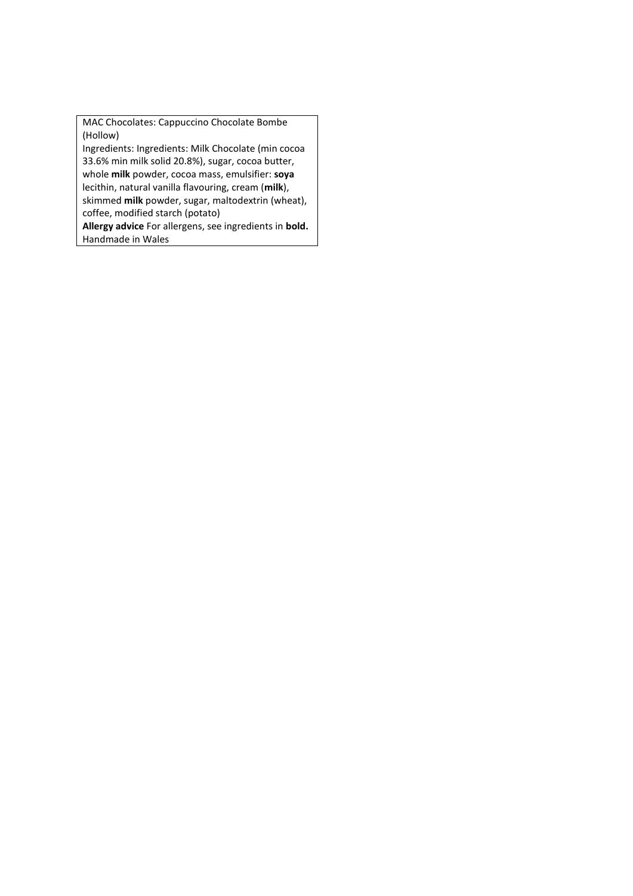MAC Chocolates: Cappuccino Chocolate Bombe (Hollow)

Ingredients: Ingredients: Milk Chocolate (min cocoa 33.6% min milk solid 20.8%), sugar, cocoa butter, whole **milk** powder, cocoa mass, emulsifier: **soya** lecithin, natural vanilla flavouring, cream (**milk**), skimmed **milk** powder, sugar, maltodextrin (wheat), coffee, modified starch (potato)

**Allergy advice** For allergens, see ingredients in **bold.**

Handmade in Wales